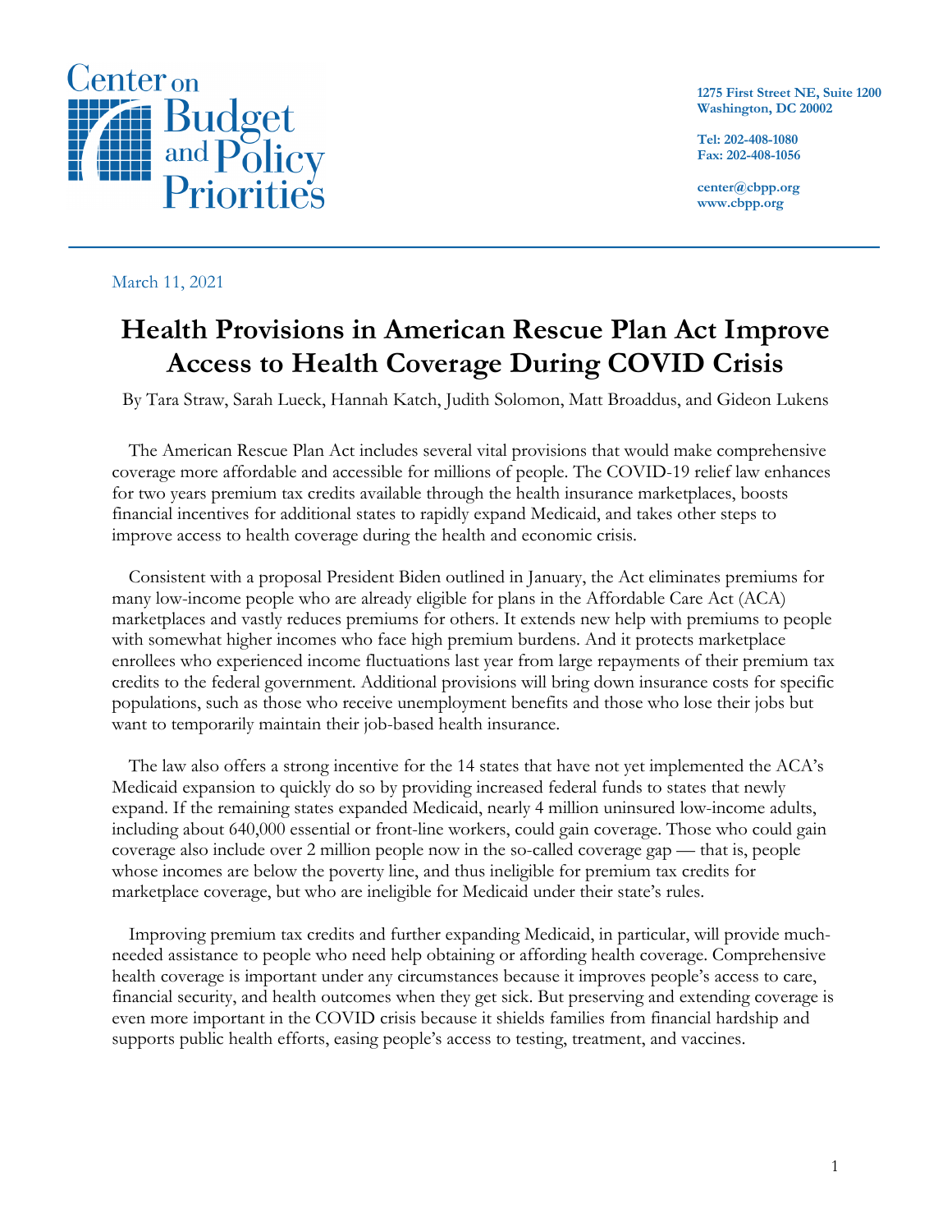Center on Budget and Policy Priorities

1275 First Street NE, Suite 1200
Washington, DC 20002

Tel: 202-408-1080
Fax: 202-408-1056

center@cbpp.org
www.cbpp.org

March 11, 2021

# Health Provisions in American Rescue Plan Act Improve Access to Health Coverage During COVID Crisis

By Tara Straw, Sarah Lueck, Hannah Katch, Judith Solomon, Matt Broaddus, and Gideon Lukens

The American Rescue Plan Act includes several vital provisions that would make comprehensive coverage more affordable and accessible for millions of people. The COVID-19 relief law enhances for two years premium tax credits available through the health insurance marketplaces, boosts financial incentives for additional states to rapidly expand Medicaid, and takes other steps to improve access to health coverage during the health and economic crisis.

Consistent with a proposal President Biden outlined in January, the Act eliminates premiums for many low-income people who are already eligible for plans in the Affordable Care Act (ACA) marketplaces and vastly reduces premiums for others. It extends new help with premiums to people with somewhat higher incomes who face high premium burdens. And it protects marketplace enrollees who experienced income fluctuations last year from large repayments of their premium tax credits to the federal government. Additional provisions will bring down insurance costs for specific populations, such as those who receive unemployment benefits and those who lose their jobs but want to temporarily maintain their job-based health insurance.

The law also offers a strong incentive for the 14 states that have not yet implemented the ACA's Medicaid expansion to quickly do so by providing increased federal funds to states that newly expand. If the remaining states expanded Medicaid, nearly 4 million uninsured low-income adults, including about 640,000 essential or front-line workers, could gain coverage. Those who could gain coverage also include over 2 million people now in the so-called coverage gap — that is, people whose incomes are below the poverty line, and thus ineligible for premium tax credits for marketplace coverage, but who are ineligible for Medicaid under their state's rules.

Improving premium tax credits and further expanding Medicaid, in particular, will provide much-needed assistance to people who need help obtaining or affording health coverage. Comprehensive health coverage is important under any circumstances because it improves people's access to care, financial security, and health outcomes when they get sick. But preserving and extending coverage is even more important in the COVID crisis because it shields families from financial hardship and supports public health efforts, easing people's access to testing, treatment, and vaccines.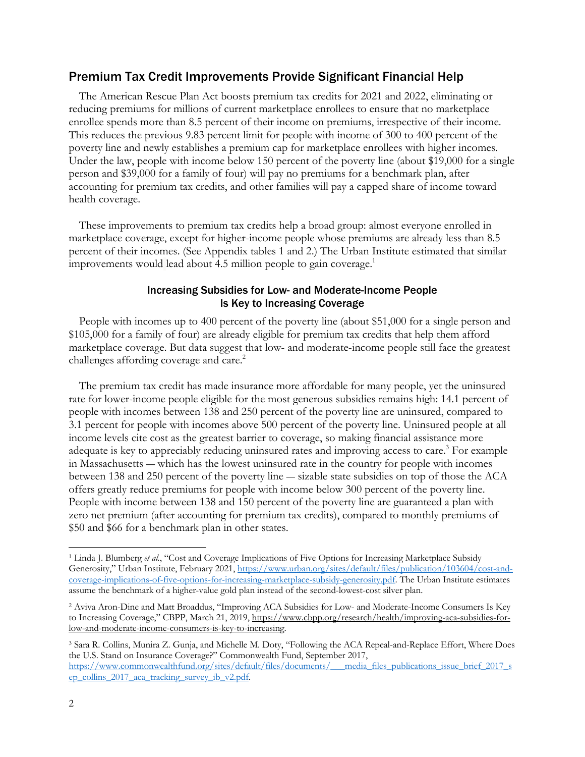## Premium Tax Credit Improvements Provide Significant Financial Help

The American Rescue Plan Act boosts premium tax credits for 2021 and 2022, eliminating or reducing premiums for millions of current marketplace enrollees to ensure that no marketplace enrollee spends more than 8.5 percent of their income on premiums, irrespective of their income. This reduces the previous 9.83 percent limit for people with income of 300 to 400 percent of the poverty line and newly establishes a premium cap for marketplace enrollees with higher incomes. Under the law, people with income below 150 percent of the poverty line (about $19,000 for a single person and $39,000 for a family of four) will pay no premiums for a benchmark plan, after accounting for premium tax credits, and other families will pay a capped share of income toward health coverage.

These improvements to premium tax credits help a broad group: almost everyone enrolled in marketplace coverage, except for higher-income people whose premiums are already less than 8.5 percent of their incomes. (See Appendix tables 1 and 2.) The Urban Institute estimated that similar improvements would lead about 4.5 million people to gain coverage.[1]

### Increasing Subsidies for Low- and Moderate-Income People Is Key to Increasing Coverage

People with incomes up to 400 percent of the poverty line (about $51,000 for a single person and $105,000 for a family of four) are already eligible for premium tax credits that help them afford marketplace coverage. But data suggest that low- and moderate-income people still face the greatest challenges affording coverage and care.[2]

The premium tax credit has made insurance more affordable for many people, yet the uninsured rate for lower-income people eligible for the most generous subsidies remains high: 14.1 percent of people with incomes between 138 and 250 percent of the poverty line are uninsured, compared to 3.1 percent for people with incomes above 500 percent of the poverty line. Uninsured people at all income levels cite cost as the greatest barrier to coverage, so making financial assistance more adequate is key to appreciably reducing uninsured rates and improving access to care.[3] For example in Massachusetts — which has the lowest uninsured rate in the country for people with incomes between 138 and 250 percent of the poverty line — sizable state subsidies on top of those the ACA offers greatly reduce premiums for people with income below 300 percent of the poverty line. People with income between 138 and 150 percent of the poverty line are guaranteed a plan with zero net premium (after accounting for premium tax credits), compared to monthly premiums of $50 and $66 for a benchmark plan in other states.

---

[1] Linda J. Blumberg *et al.*, "Cost and Coverage Implications of Five Options for Increasing Marketplace Subsidy Generosity," Urban Institute, February 2021, https://www.urban.org/sites/default/files/publication/103604/cost-and-coverage-implications-of-five-options-for-increasing-marketplace-subsidy-generosity.pdf. The Urban Institute estimates assume the benchmark of a higher-value gold plan instead of the second-lowest-cost silver plan.

[2] Aviva Aron-Dine and Matt Broaddus, "Improving ACA Subsidies for Low- and Moderate-Income Consumers Is Key to Increasing Coverage," CBPP, March 21, 2019, https://www.cbpp.org/research/health/improving-aca-subsidies-for-low-and-moderate-income-consumers-is-key-to-increasing.

[3] Sara R. Collins, Munira Z. Gunja, and Michelle M. Doty, "Following the ACA Repeal-and-Replace Effort, Where Does the U.S. Stand on Insurance Coverage?" Commonwealth Fund, September 2017, https://www.commonwealthfund.org/sites/default/files/documents/___media_files_publications_issue_brief_2017_sep_collins_2017_aca_tracking_survey_ib_v2.pdf.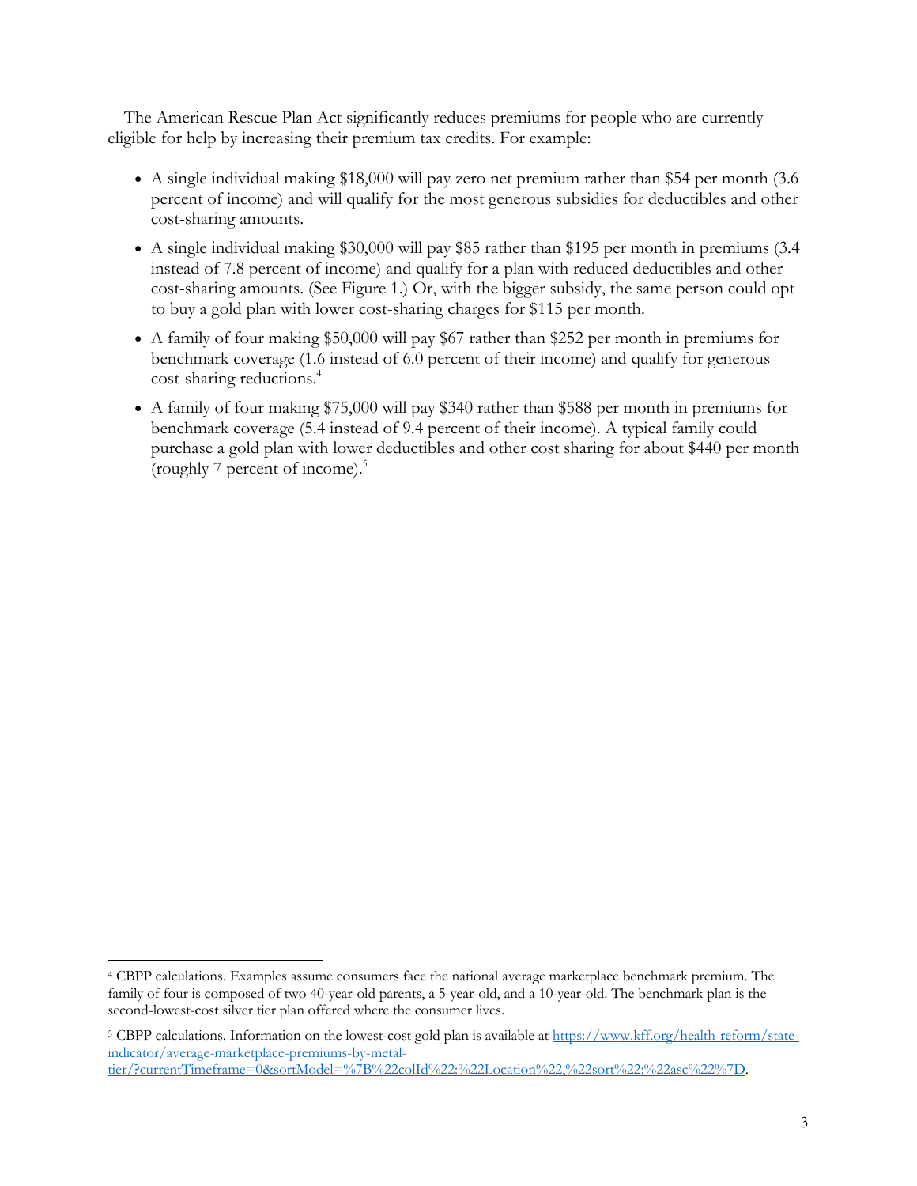The American Rescue Plan Act significantly reduces premiums for people who are currently eligible for help by increasing their premium tax credits. For example:

- A single individual making $18,000 will pay zero net premium rather than $54 per month (3.6 percent of income) and will qualify for the most generous subsidies for deductibles and other cost-sharing amounts.
- A single individual making $30,000 will pay $85 rather than $195 per month in premiums (3.4 instead of 7.8 percent of income) and qualify for a plan with reduced deductibles and other cost-sharing amounts. (See Figure 1.) Or, with the bigger subsidy, the same person could opt to buy a gold plan with lower cost-sharing charges for $115 per month.
- A family of four making $50,000 will pay $67 rather than $252 per month in premiums for benchmark coverage (1.6 instead of 6.0 percent of their income) and qualify for generous cost-sharing reductions.[4]
- A family of four making $75,000 will pay $340 rather than $588 per month in premiums for benchmark coverage (5.4 instead of 9.4 percent of their income). A typical family could purchase a gold plan with lower deductibles and other cost sharing for about $440 per month (roughly 7 percent of income).[5]

---

[4] CBPP calculations. Examples assume consumers face the national average marketplace benchmark premium. The family of four is composed of two 40-year-old parents, a 5-year-old, and a 10-year-old. The benchmark plan is the second-lowest-cost silver tier plan offered where the consumer lives.

[5] CBPP calculations. Information on the lowest-cost gold plan is available at https://www.kff.org/health-reform/state-indicator/average-marketplace-premiums-by-metal-tier/?currentTimeframe=0&sortModel=%7B%22colId%22:%22Location%22,%22sort%22:%22asc%22%7D.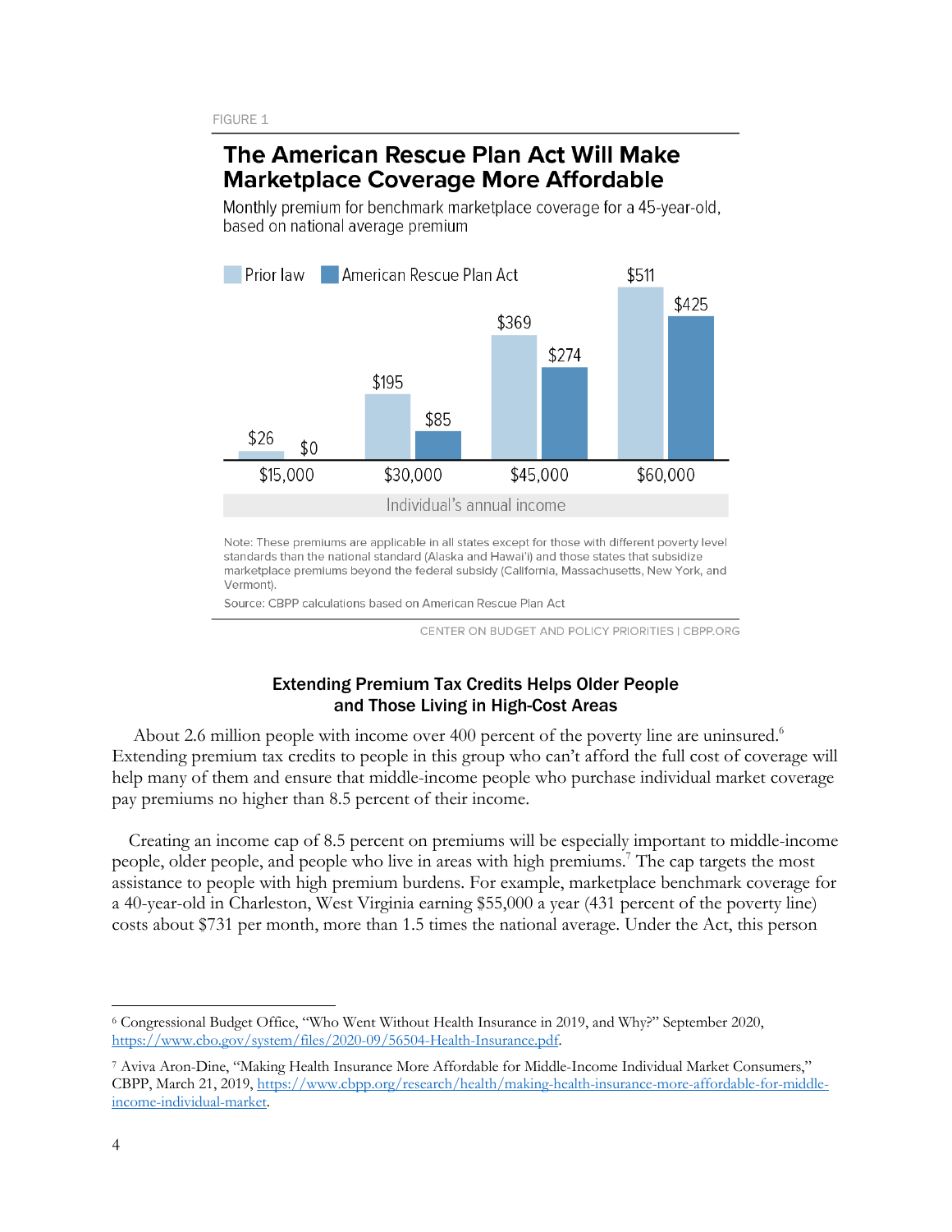FIGURE 1

## The American Rescue Plan Act Will Make Marketplace Coverage More Affordable

Monthly premium for benchmark marketplace coverage for a 45-year-old, based on national average premium

| Individual's annual income | Prior law | American Rescue Plan Act |
|---|---|---|
| $15,000 | $26 | $0 |
| $30,000 | $195 | $85 |
| $45,000 | $369 | $274 |
| $60,000 | $511 | $425 |

Note: These premiums are applicable in all states except for those with different poverty level standards than the national standard (Alaska and Hawai'i) and those states that subsidize marketplace premiums beyond the federal subsidy (California, Massachusetts, New York, and Vermont).

Source: CBPP calculations based on American Rescue Plan Act

CENTER ON BUDGET AND POLICY PRIORITIES | CBPP.ORG

### Extending Premium Tax Credits Helps Older People and Those Living in High-Cost Areas

About 2.6 million people with income over 400 percent of the poverty line are uninsured.[6] Extending premium tax credits to people in this group who can't afford the full cost of coverage will help many of them and ensure that middle-income people who purchase individual market coverage pay premiums no higher than 8.5 percent of their income.

Creating an income cap of 8.5 percent on premiums will be especially important to middle-income people, older people, and people who live in areas with high premiums.[7] The cap targets the most assistance to people with high premium burdens. For example, marketplace benchmark coverage for a 40-year-old in Charleston, West Virginia earning $55,000 a year (431 percent of the poverty line) costs about $731 per month, more than 1.5 times the national average. Under the Act, this person

---

[6] Congressional Budget Office, "Who Went Without Health Insurance in 2019, and Why?" September 2020, https://www.cbo.gov/system/files/2020-09/56504-Health-Insurance.pdf.

[7] Aviva Aron-Dine, "Making Health Insurance More Affordable for Middle-Income Individual Market Consumers," CBPP, March 21, 2019, https://www.cbpp.org/research/health/making-health-insurance-more-affordable-for-middle-income-individual-market.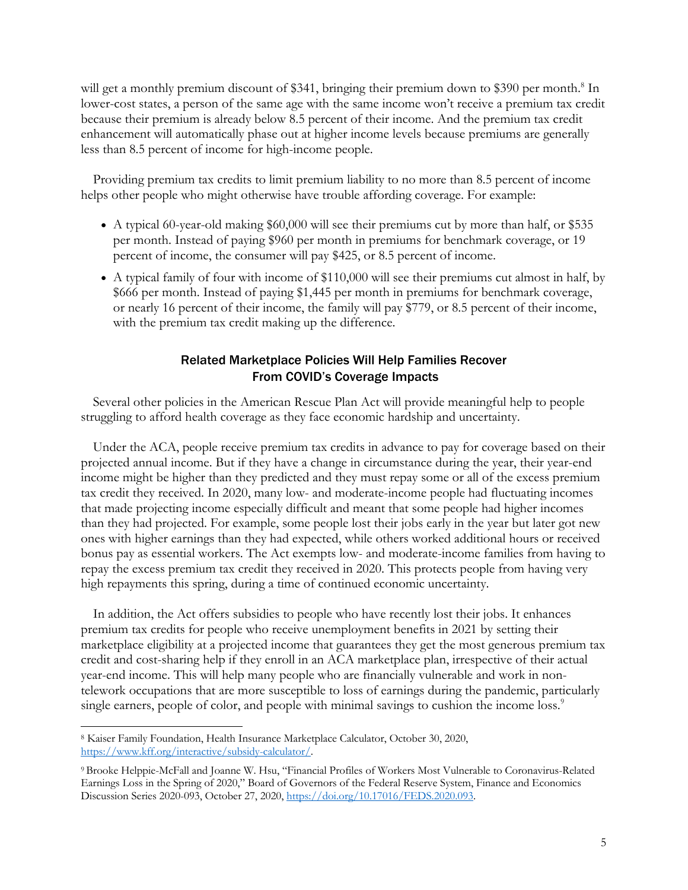will get a monthly premium discount of $341, bringing their premium down to $390 per month.[8] In lower-cost states, a person of the same age with the same income won't receive a premium tax credit because their premium is already below 8.5 percent of their income. And the premium tax credit enhancement will automatically phase out at higher income levels because premiums are generally less than 8.5 percent of income for high-income people.

Providing premium tax credits to limit premium liability to no more than 8.5 percent of income helps other people who might otherwise have trouble affording coverage. For example:

- A typical 60-year-old making $60,000 will see their premiums cut by more than half, or $535 per month. Instead of paying $960 per month in premiums for benchmark coverage, or 19 percent of income, the consumer will pay $425, or 8.5 percent of income.
- A typical family of four with income of $110,000 will see their premiums cut almost in half, by $666 per month. Instead of paying $1,445 per month in premiums for benchmark coverage, or nearly 16 percent of their income, the family will pay $779, or 8.5 percent of their income, with the premium tax credit making up the difference.

## Related Marketplace Policies Will Help Families Recover From COVID's Coverage Impacts

Several other policies in the American Rescue Plan Act will provide meaningful help to people struggling to afford health coverage as they face economic hardship and uncertainty.

Under the ACA, people receive premium tax credits in advance to pay for coverage based on their projected annual income. But if they have a change in circumstance during the year, their year-end income might be higher than they predicted and they must repay some or all of the excess premium tax credit they received. In 2020, many low- and moderate-income people had fluctuating incomes that made projecting income especially difficult and meant that some people had higher incomes than they had projected. For example, some people lost their jobs early in the year but later got new ones with higher earnings than they had expected, while others worked additional hours or received bonus pay as essential workers. The Act exempts low- and moderate-income families from having to repay the excess premium tax credit they received in 2020. This protects people from having very high repayments this spring, during a time of continued economic uncertainty.

In addition, the Act offers subsidies to people who have recently lost their jobs. It enhances premium tax credits for people who receive unemployment benefits in 2021 by setting their marketplace eligibility at a projected income that guarantees they get the most generous premium tax credit and cost-sharing help if they enroll in an ACA marketplace plan, irrespective of their actual year-end income. This will help many people who are financially vulnerable and work in non-telework occupations that are more susceptible to loss of earnings during the pandemic, particularly single earners, people of color, and people with minimal savings to cushion the income loss.[9]

---

[8] Kaiser Family Foundation, Health Insurance Marketplace Calculator, October 30, 2020, https://www.kff.org/interactive/subsidy-calculator/.

[9] Brooke Helppie-McFall and Joanne W. Hsu, "Financial Profiles of Workers Most Vulnerable to Coronavirus-Related Earnings Loss in the Spring of 2020," Board of Governors of the Federal Reserve System, Finance and Economics Discussion Series 2020-093, October 27, 2020, https://doi.org/10.17016/FEDS.2020.093.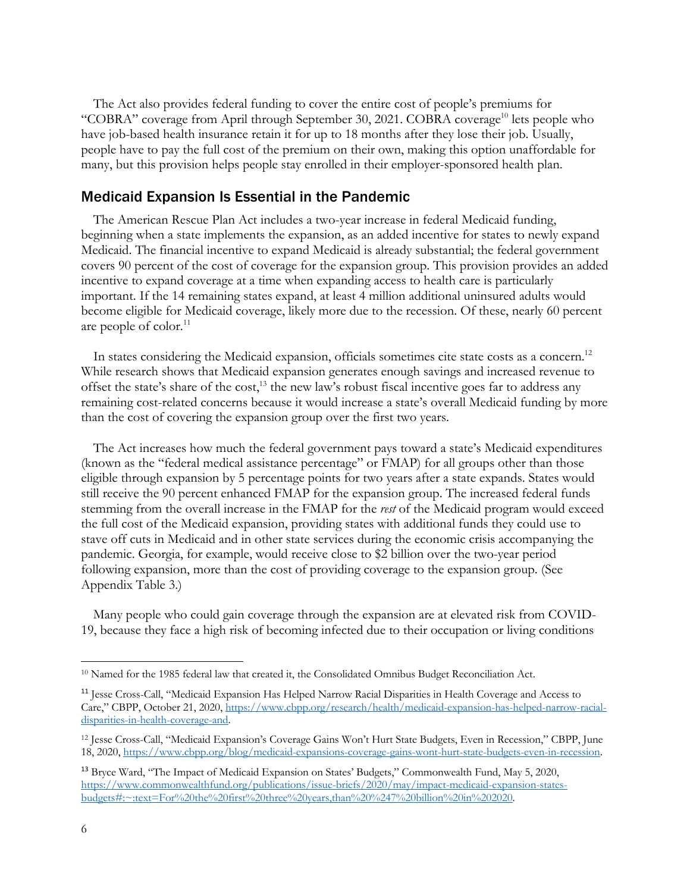The Act also provides federal funding to cover the entire cost of people's premiums for "COBRA" coverage from April through September 30, 2021. COBRA coverage[10] lets people who have job-based health insurance retain it for up to 18 months after they lose their job. Usually, people have to pay the full cost of the premium on their own, making this option unaffordable for many, but this provision helps people stay enrolled in their employer-sponsored health plan.

## Medicaid Expansion Is Essential in the Pandemic

The American Rescue Plan Act includes a two-year increase in federal Medicaid funding, beginning when a state implements the expansion, as an added incentive for states to newly expand Medicaid. The financial incentive to expand Medicaid is already substantial; the federal government covers 90 percent of the cost of coverage for the expansion group. This provision provides an added incentive to expand coverage at a time when expanding access to health care is particularly important. If the 14 remaining states expand, at least 4 million additional uninsured adults would become eligible for Medicaid coverage, likely more due to the recession. Of these, nearly 60 percent are people of color.[11]

In states considering the Medicaid expansion, officials sometimes cite state costs as a concern.[12] While research shows that Medicaid expansion generates enough savings and increased revenue to offset the state's share of the cost,[13] the new law's robust fiscal incentive goes far to address any remaining cost-related concerns because it would increase a state's overall Medicaid funding by more than the cost of covering the expansion group over the first two years.

The Act increases how much the federal government pays toward a state's Medicaid expenditures (known as the "federal medical assistance percentage" or FMAP) for all groups other than those eligible through expansion by 5 percentage points for two years after a state expands. States would still receive the 90 percent enhanced FMAP for the expansion group. The increased federal funds stemming from the overall increase in the FMAP for the *rest* of the Medicaid program would exceed the full cost of the Medicaid expansion, providing states with additional funds they could use to stave off cuts in Medicaid and in other state services during the economic crisis accompanying the pandemic. Georgia, for example, would receive close to $2 billion over the two-year period following expansion, more than the cost of providing coverage to the expansion group. (See Appendix Table 3.)

Many people who could gain coverage through the expansion are at elevated risk from COVID-19, because they face a high risk of becoming infected due to their occupation or living conditions

---

[10] Named for the 1985 federal law that created it, the Consolidated Omnibus Budget Reconciliation Act.

[11] Jesse Cross-Call, "Medicaid Expansion Has Helped Narrow Racial Disparities in Health Coverage and Access to Care," CBPP, October 21, 2020, https://www.cbpp.org/research/health/medicaid-expansion-has-helped-narrow-racial-disparities-in-health-coverage-and.

[12] Jesse Cross-Call, "Medicaid Expansion's Coverage Gains Won't Hurt State Budgets, Even in Recession," CBPP, June 18, 2020, https://www.cbpp.org/blog/medicaid-expansions-coverage-gains-wont-hurt-state-budgets-even-in-recession.

[13] Bryce Ward, "The Impact of Medicaid Expansion on States' Budgets," Commonwealth Fund, May 5, 2020, https://www.commonwealthfund.org/publications/issue-briefs/2020/may/impact-medicaid-expansion-states-budgets#:~:text=For%20the%20first%20three%20years,than%20%247%20billion%20in%202020.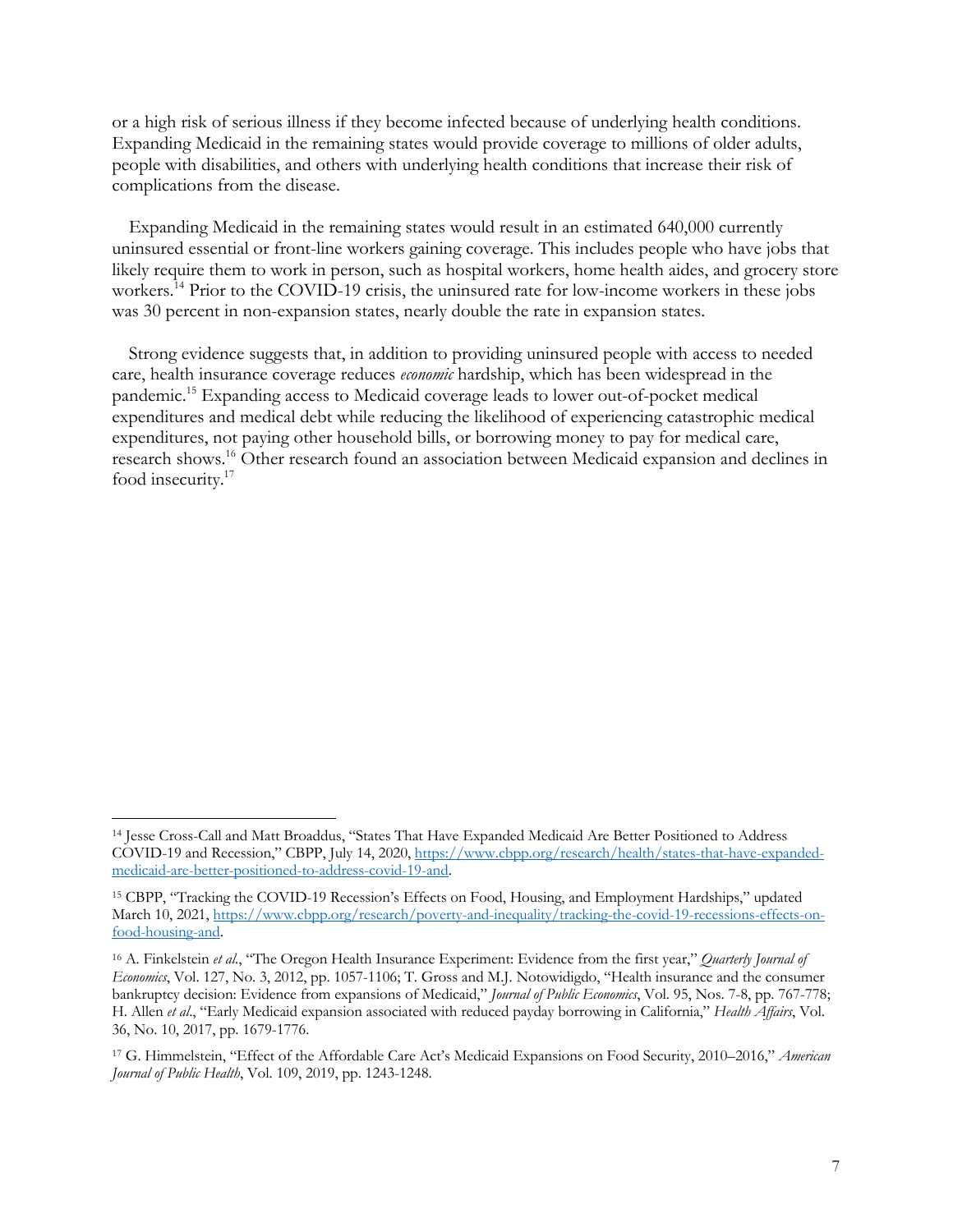or a high risk of serious illness if they become infected because of underlying health conditions. Expanding Medicaid in the remaining states would provide coverage to millions of older adults, people with disabilities, and others with underlying health conditions that increase their risk of complications from the disease.

Expanding Medicaid in the remaining states would result in an estimated 640,000 currently uninsured essential or front-line workers gaining coverage. This includes people who have jobs that likely require them to work in person, such as hospital workers, home health aides, and grocery store workers.[14] Prior to the COVID-19 crisis, the uninsured rate for low-income workers in these jobs was 30 percent in non-expansion states, nearly double the rate in expansion states.

Strong evidence suggests that, in addition to providing uninsured people with access to needed care, health insurance coverage reduces *economic* hardship, which has been widespread in the pandemic.[15] Expanding access to Medicaid coverage leads to lower out-of-pocket medical expenditures and medical debt while reducing the likelihood of experiencing catastrophic medical expenditures, not paying other household bills, or borrowing money to pay for medical care, research shows.[16] Other research found an association between Medicaid expansion and declines in food insecurity.[17]

---

[14] Jesse Cross-Call and Matt Broaddus, "States That Have Expanded Medicaid Are Better Positioned to Address COVID-19 and Recession," CBPP, July 14, 2020, https://www.cbpp.org/research/health/states-that-have-expanded-medicaid-are-better-positioned-to-address-covid-19-and.

[15] CBPP, "Tracking the COVID-19 Recession's Effects on Food, Housing, and Employment Hardships," updated March 10, 2021, https://www.cbpp.org/research/poverty-and-inequality/tracking-the-covid-19-recessions-effects-on-food-housing-and.

[16] A. Finkelstein *et al.*, "The Oregon Health Insurance Experiment: Evidence from the first year," *Quarterly Journal of Economics*, Vol. 127, No. 3, 2012, pp. 1057-1106; T. Gross and M.J. Notowidigdo, "Health insurance and the consumer bankruptcy decision: Evidence from expansions of Medicaid," *Journal of Public Economics*, Vol. 95, Nos. 7-8, pp. 767-778; H. Allen *et al.*, "Early Medicaid expansion associated with reduced payday borrowing in California," *Health Affairs*, Vol. 36, No. 10, 2017, pp. 1679-1776.

[17] G. Himmelstein, "Effect of the Affordable Care Act's Medicaid Expansions on Food Security, 2010–2016," *American Journal of Public Health*, Vol. 109, 2019, pp. 1243-1248.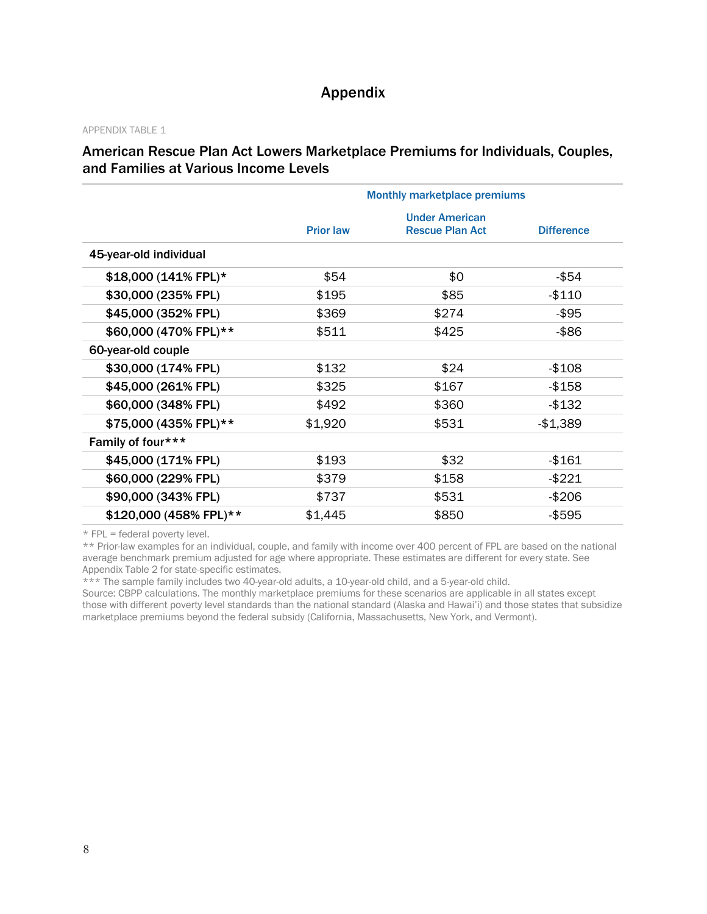# Appendix

APPENDIX TABLE 1

### American Rescue Plan Act Lowers Marketplace Premiums for Individuals, Couples, and Families at Various Income Levels

| | Monthly marketplace premiums | | |
|---|---|---|---|
| | Prior law | Under American Rescue Plan Act | Difference |
| **45-year-old individual** | | | |
| $18,000 (141% FPL)* | $54 | $0 | -$54 |
| $30,000 (235% FPL) | $195 | $85 | -$110 |
| $45,000 (352% FPL) | $369 | $274 | -$95 |
| $60,000 (470% FPL)** | $511 | $425 | -$86 |
| **60-year-old couple** | | | |
| $30,000 (174% FPL) | $132 | $24 | -$108 |
| $45,000 (261% FPL) | $325 | $167 | -$158 |
| $60,000 (348% FPL) | $492 | $360 | -$132 |
| $75,000 (435% FPL)** | $1,920 | $531 | -$1,389 |
| **Family of four*** ** | | | |
| $45,000 (171% FPL) | $193 | $32 | -$161 |
| $60,000 (229% FPL) | $379 | $158 | -$221 |
| $90,000 (343% FPL) | $737 | $531 | -$206 |
| $120,000 (458% FPL)** | $1,445 | $850 | -$595 |

* FPL = federal poverty level.

** Prior-law examples for an individual, couple, and family with income over 400 percent of FPL are based on the national average benchmark premium adjusted for age where appropriate. These estimates are different for every state. See Appendix Table 2 for state-specific estimates.

*** The sample family includes two 40-year-old adults, a 10-year-old child, and a 5-year-old child.

Source: CBPP calculations. The monthly marketplace premiums for these scenarios are applicable in all states except those with different poverty level standards than the national standard (Alaska and Hawai'i) and those states that subsidize marketplace premiums beyond the federal subsidy (California, Massachusetts, New York, and Vermont).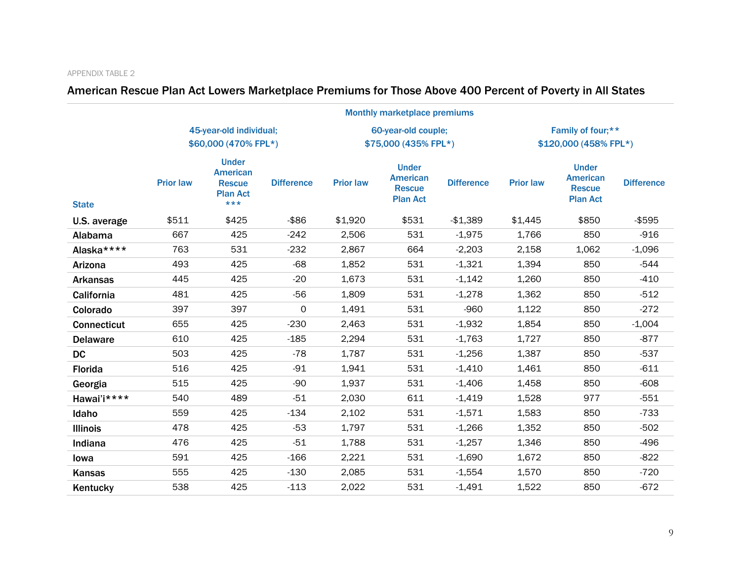APPENDIX TABLE 2

## American Rescue Plan Act Lowers Marketplace Premiums for Those Above 400 Percent of Poverty in All States

| | Monthly marketplace premiums | | | | | | | | |
|---|---|---|---|---|---|---|---|---|---|
| | 45-year-old individual; $60,000 (470% FPL*) | | | 60-year-old couple; $75,000 (435% FPL*) | | | Family of four;** $120,000 (458% FPL*) | | |
| State | Prior law | Under American Rescue Plan Act *** | Difference | Prior law | Under American Rescue Plan Act | Difference | Prior law | Under American Rescue Plan Act | Difference |
| U.S. average | $511 | $425 | -$86 | $1,920 | $531 | -$1,389 | $1,445 | $850 | -$595 |
| Alabama | 667 | 425 | -242 | 2,506 | 531 | -1,975 | 1,766 | 850 | -916 |
| Alaska**** | 763 | 531 | -232 | 2,867 | 664 | -2,203 | 2,158 | 1,062 | -1,096 |
| Arizona | 493 | 425 | -68 | 1,852 | 531 | -1,321 | 1,394 | 850 | -544 |
| Arkansas | 445 | 425 | -20 | 1,673 | 531 | -1,142 | 1,260 | 850 | -410 |
| California | 481 | 425 | -56 | 1,809 | 531 | -1,278 | 1,362 | 850 | -512 |
| Colorado | 397 | 397 | 0 | 1,491 | 531 | -960 | 1,122 | 850 | -272 |
| Connecticut | 655 | 425 | -230 | 2,463 | 531 | -1,932 | 1,854 | 850 | -1,004 |
| Delaware | 610 | 425 | -185 | 2,294 | 531 | -1,763 | 1,727 | 850 | -877 |
| DC | 503 | 425 | -78 | 1,787 | 531 | -1,256 | 1,387 | 850 | -537 |
| Florida | 516 | 425 | -91 | 1,941 | 531 | -1,410 | 1,461 | 850 | -611 |
| Georgia | 515 | 425 | -90 | 1,937 | 531 | -1,406 | 1,458 | 850 | -608 |
| Hawai'i**** | 540 | 489 | -51 | 2,030 | 611 | -1,419 | 1,528 | 977 | -551 |
| Idaho | 559 | 425 | -134 | 2,102 | 531 | -1,571 | 1,583 | 850 | -733 |
| Illinois | 478 | 425 | -53 | 1,797 | 531 | -1,266 | 1,352 | 850 | -502 |
| Indiana | 476 | 425 | -51 | 1,788 | 531 | -1,257 | 1,346 | 850 | -496 |
| Iowa | 591 | 425 | -166 | 2,221 | 531 | -1,690 | 1,672 | 850 | -822 |
| Kansas | 555 | 425 | -130 | 2,085 | 531 | -1,554 | 1,570 | 850 | -720 |
| Kentucky | 538 | 425 | -113 | 2,022 | 531 | -1,491 | 1,522 | 850 | -672 |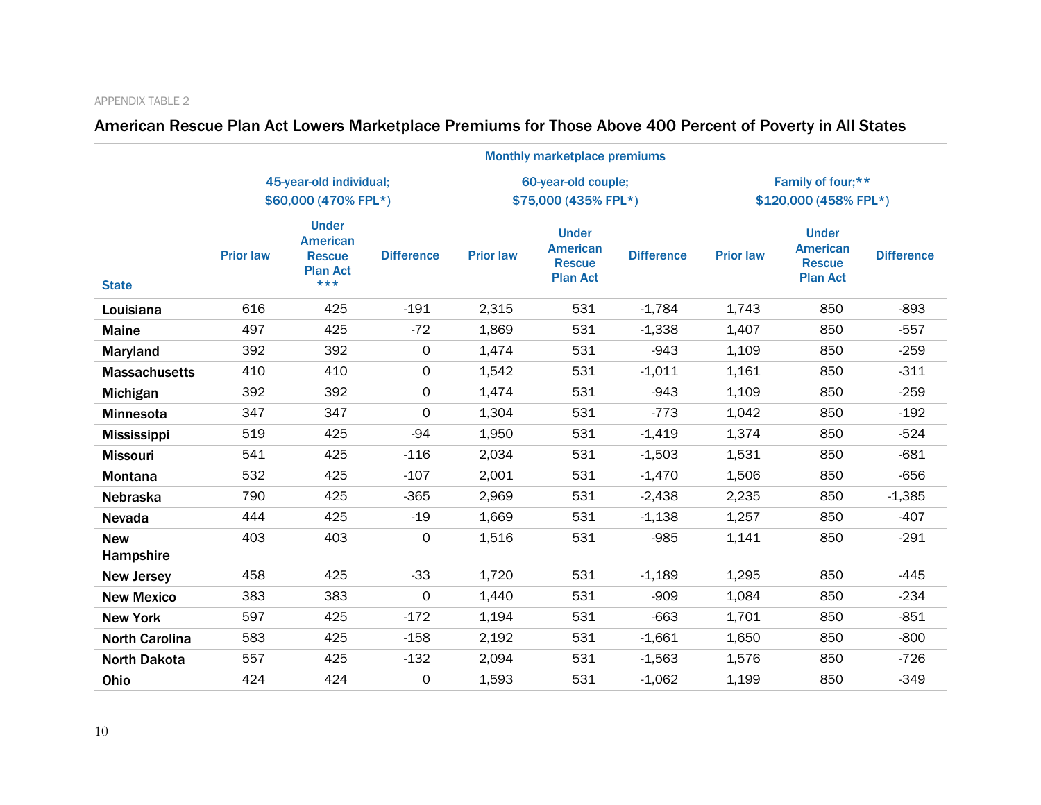APPENDIX TABLE 2

## American Rescue Plan Act Lowers Marketplace Premiums for Those Above 400 Percent of Poverty in All States

| | Monthly marketplace premiums | | | | | | | | |
|---|---|---|---|---|---|---|---|---|---|
| | 45-year-old individual; $60,000 (470% FPL*) | | | 60-year-old couple; $75,000 (435% FPL*) | | | Family of four;** $120,000 (458% FPL*) | | |
| State | Prior law | Under American Rescue Plan Act *** | Difference | Prior law | Under American Rescue Plan Act | Difference | Prior law | Under American Rescue Plan Act | Difference |
| Louisiana | 616 | 425 | -191 | 2,315 | 531 | -1,784 | 1,743 | 850 | -893 |
| Maine | 497 | 425 | -72 | 1,869 | 531 | -1,338 | 1,407 | 850 | -557 |
| Maryland | 392 | 392 | 0 | 1,474 | 531 | -943 | 1,109 | 850 | -259 |
| Massachusetts | 410 | 410 | 0 | 1,542 | 531 | -1,011 | 1,161 | 850 | -311 |
| Michigan | 392 | 392 | 0 | 1,474 | 531 | -943 | 1,109 | 850 | -259 |
| Minnesota | 347 | 347 | 0 | 1,304 | 531 | -773 | 1,042 | 850 | -192 |
| Mississippi | 519 | 425 | -94 | 1,950 | 531 | -1,419 | 1,374 | 850 | -524 |
| Missouri | 541 | 425 | -116 | 2,034 | 531 | -1,503 | 1,531 | 850 | -681 |
| Montana | 532 | 425 | -107 | 2,001 | 531 | -1,470 | 1,506 | 850 | -656 |
| Nebraska | 790 | 425 | -365 | 2,969 | 531 | -2,438 | 2,235 | 850 | -1,385 |
| Nevada | 444 | 425 | -19 | 1,669 | 531 | -1,138 | 1,257 | 850 | -407 |
| New Hampshire | 403 | 403 | 0 | 1,516 | 531 | -985 | 1,141 | 850 | -291 |
| New Jersey | 458 | 425 | -33 | 1,720 | 531 | -1,189 | 1,295 | 850 | -445 |
| New Mexico | 383 | 383 | 0 | 1,440 | 531 | -909 | 1,084 | 850 | -234 |
| New York | 597 | 425 | -172 | 1,194 | 531 | -663 | 1,701 | 850 | -851 |
| North Carolina | 583 | 425 | -158 | 2,192 | 531 | -1,661 | 1,650 | 850 | -800 |
| North Dakota | 557 | 425 | -132 | 2,094 | 531 | -1,563 | 1,576 | 850 | -726 |
| Ohio | 424 | 424 | 0 | 1,593 | 531 | -1,062 | 1,199 | 850 | -349 |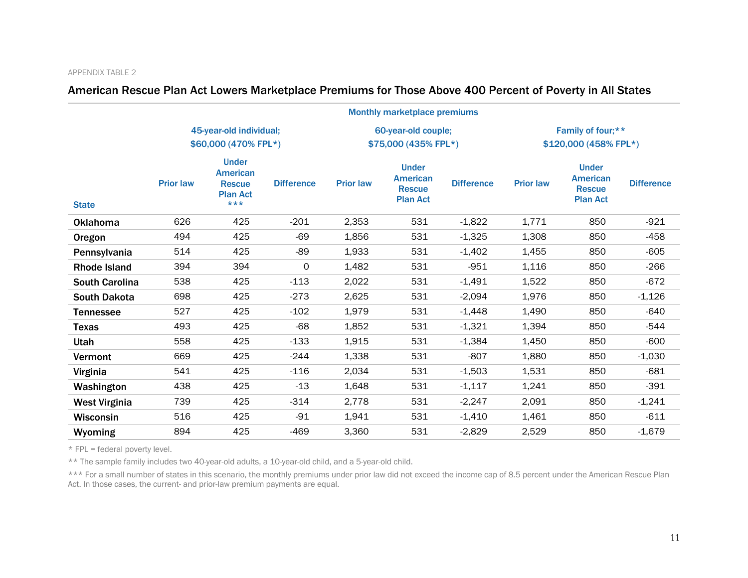APPENDIX TABLE 2

## American Rescue Plan Act Lowers Marketplace Premiums for Those Above 400 Percent of Poverty in All States

| | Monthly marketplace premiums | | | | | | | | |
|---|---|---|---|---|---|---|---|---|---|
| | 45-year-old individual; $60,000 (470% FPL*) | | | 60-year-old couple; $75,000 (435% FPL*) | | | Family of four;** $120,000 (458% FPL*) | | |
| State | Prior law | Under American Rescue Plan Act *** | Difference | Prior law | Under American Rescue Plan Act | Difference | Prior law | Under American Rescue Plan Act | Difference |
| Oklahoma | 626 | 425 | -201 | 2,353 | 531 | -1,822 | 1,771 | 850 | -921 |
| Oregon | 494 | 425 | -69 | 1,856 | 531 | -1,325 | 1,308 | 850 | -458 |
| Pennsylvania | 514 | 425 | -89 | 1,933 | 531 | -1,402 | 1,455 | 850 | -605 |
| Rhode Island | 394 | 394 | 0 | 1,482 | 531 | -951 | 1,116 | 850 | -266 |
| South Carolina | 538 | 425 | -113 | 2,022 | 531 | -1,491 | 1,522 | 850 | -672 |
| South Dakota | 698 | 425 | -273 | 2,625 | 531 | -2,094 | 1,976 | 850 | -1,126 |
| Tennessee | 527 | 425 | -102 | 1,979 | 531 | -1,448 | 1,490 | 850 | -640 |
| Texas | 493 | 425 | -68 | 1,852 | 531 | -1,321 | 1,394 | 850 | -544 |
| Utah | 558 | 425 | -133 | 1,915 | 531 | -1,384 | 1,450 | 850 | -600 |
| Vermont | 669 | 425 | -244 | 1,338 | 531 | -807 | 1,880 | 850 | -1,030 |
| Virginia | 541 | 425 | -116 | 2,034 | 531 | -1,503 | 1,531 | 850 | -681 |
| Washington | 438 | 425 | -13 | 1,648 | 531 | -1,117 | 1,241 | 850 | -391 |
| West Virginia | 739 | 425 | -314 | 2,778 | 531 | -2,247 | 2,091 | 850 | -1,241 |
| Wisconsin | 516 | 425 | -91 | 1,941 | 531 | -1,410 | 1,461 | 850 | -611 |
| Wyoming | 894 | 425 | -469 | 3,360 | 531 | -2,829 | 2,529 | 850 | -1,679 |

* FPL = federal poverty level.

** The sample family includes two 40-year-old adults, a 10-year-old child, and a 5-year-old child.

*** For a small number of states in this scenario, the monthly premiums under prior law did not exceed the income cap of 8.5 percent under the American Rescue Plan Act. In those cases, the current- and prior-law premium payments are equal.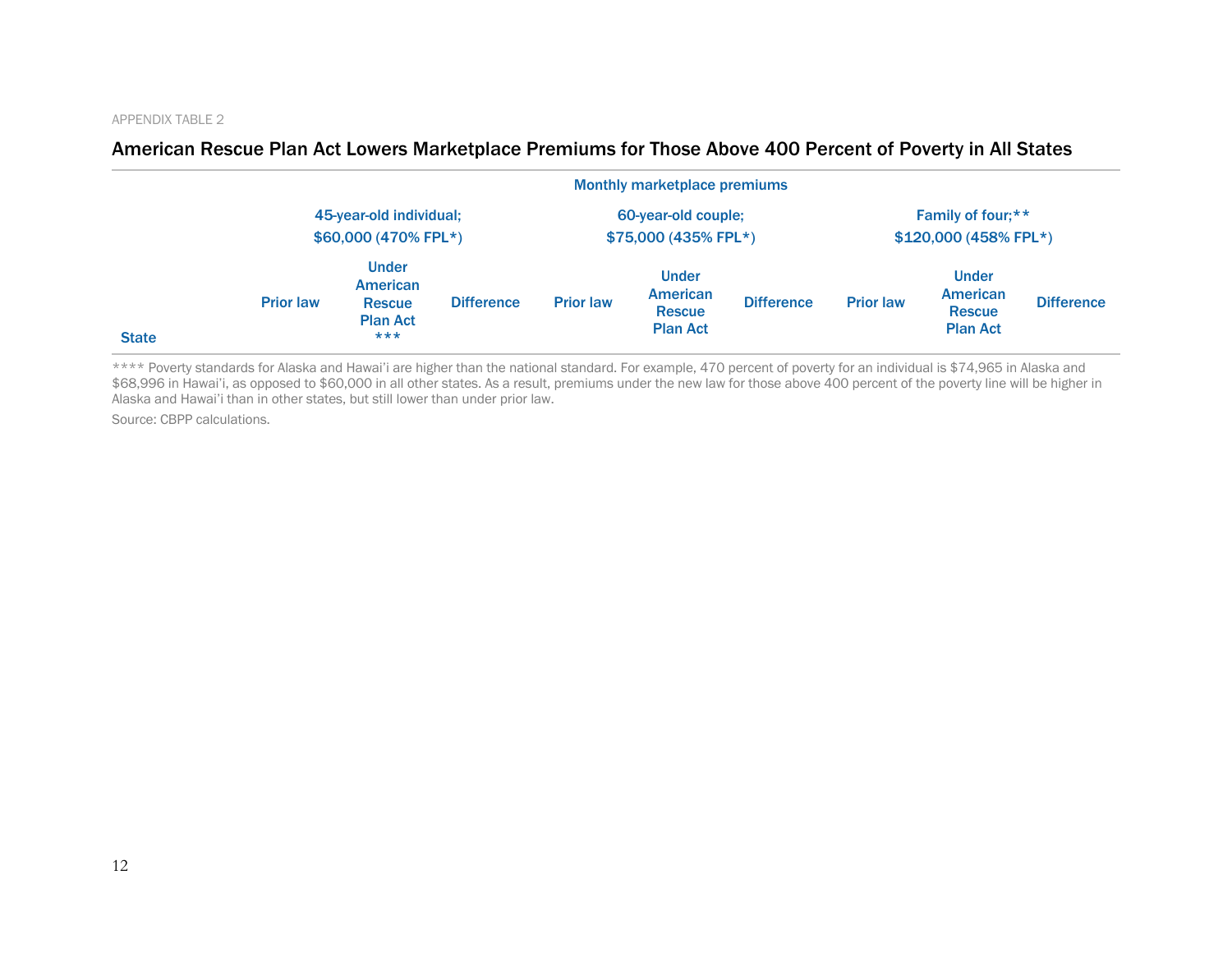APPENDIX TABLE 2

## American Rescue Plan Act Lowers Marketplace Premiums for Those Above 400 Percent of Poverty in All States

| | Monthly marketplace premiums | | | | | | | | |
|---|---|---|---|---|---|---|---|---|---|
| | 45-year-old individual; $60,000 (470% FPL*) | | | 60-year-old couple; $75,000 (435% FPL*) | | | Family of four;** $120,000 (458% FPL*) | | |
| State | Prior law | Under American Rescue Plan Act *** | Difference | Prior law | Under American Rescue Plan Act | Difference | Prior law | Under American Rescue Plan Act | Difference |

**** Poverty standards for Alaska and Hawai'i are higher than the national standard. For example, 470 percent of poverty for an individual is $74,965 in Alaska and $68,996 in Hawai'i, as opposed to $60,000 in all other states. As a result, premiums under the new law for those above 400 percent of the poverty line will be higher in Alaska and Hawai'i than in other states, but still lower than under prior law.

Source: CBPP calculations.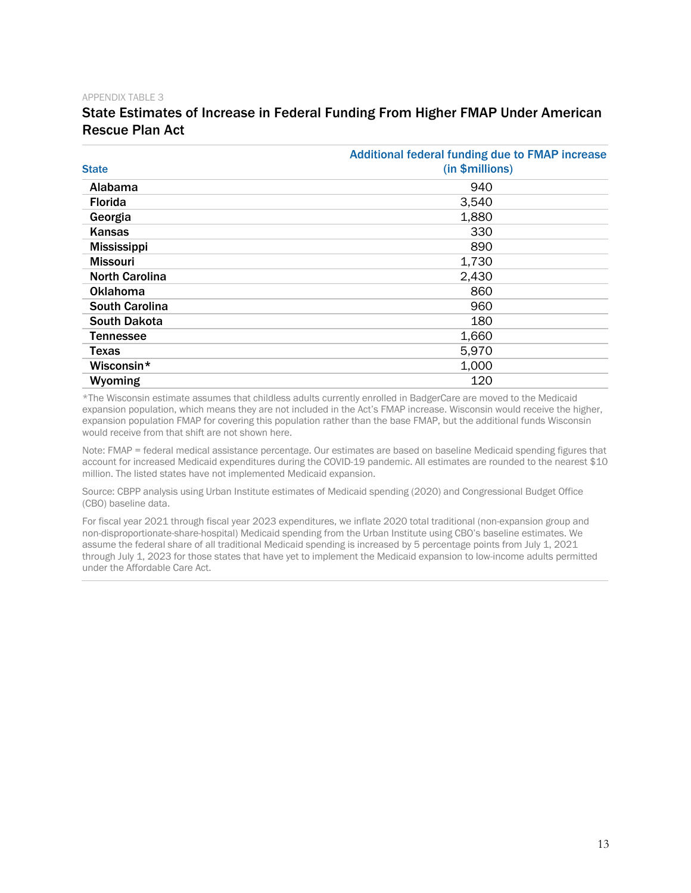APPENDIX TABLE 3

## State Estimates of Increase in Federal Funding From Higher FMAP Under American Rescue Plan Act

| State | Additional federal funding due to FMAP increase (in $millions) |
|---|---|
| Alabama | 940 |
| Florida | 3,540 |
| Georgia | 1,880 |
| Kansas | 330 |
| Mississippi | 890 |
| Missouri | 1,730 |
| North Carolina | 2,430 |
| Oklahoma | 860 |
| South Carolina | 960 |
| South Dakota | 180 |
| Tennessee | 1,660 |
| Texas | 5,970 |
| Wisconsin* | 1,000 |
| Wyoming | 120 |

*The Wisconsin estimate assumes that childless adults currently enrolled in BadgerCare are moved to the Medicaid expansion population, which means they are not included in the Act's FMAP increase. Wisconsin would receive the higher, expansion population FMAP for covering this population rather than the base FMAP, but the additional funds Wisconsin would receive from that shift are not shown here.

Note: FMAP = federal medical assistance percentage. Our estimates are based on baseline Medicaid spending figures that account for increased Medicaid expenditures during the COVID-19 pandemic. All estimates are rounded to the nearest $10 million. The listed states have not implemented Medicaid expansion.

Source: CBPP analysis using Urban Institute estimates of Medicaid spending (2020) and Congressional Budget Office (CBO) baseline data.

For fiscal year 2021 through fiscal year 2023 expenditures, we inflate 2020 total traditional (non-expansion group and non-disproportionate-share-hospital) Medicaid spending from the Urban Institute using CBO's baseline estimates. We assume the federal share of all traditional Medicaid spending is increased by 5 percentage points from July 1, 2021 through July 1, 2023 for those states that have yet to implement the Medicaid expansion to low-income adults permitted under the Affordable Care Act.